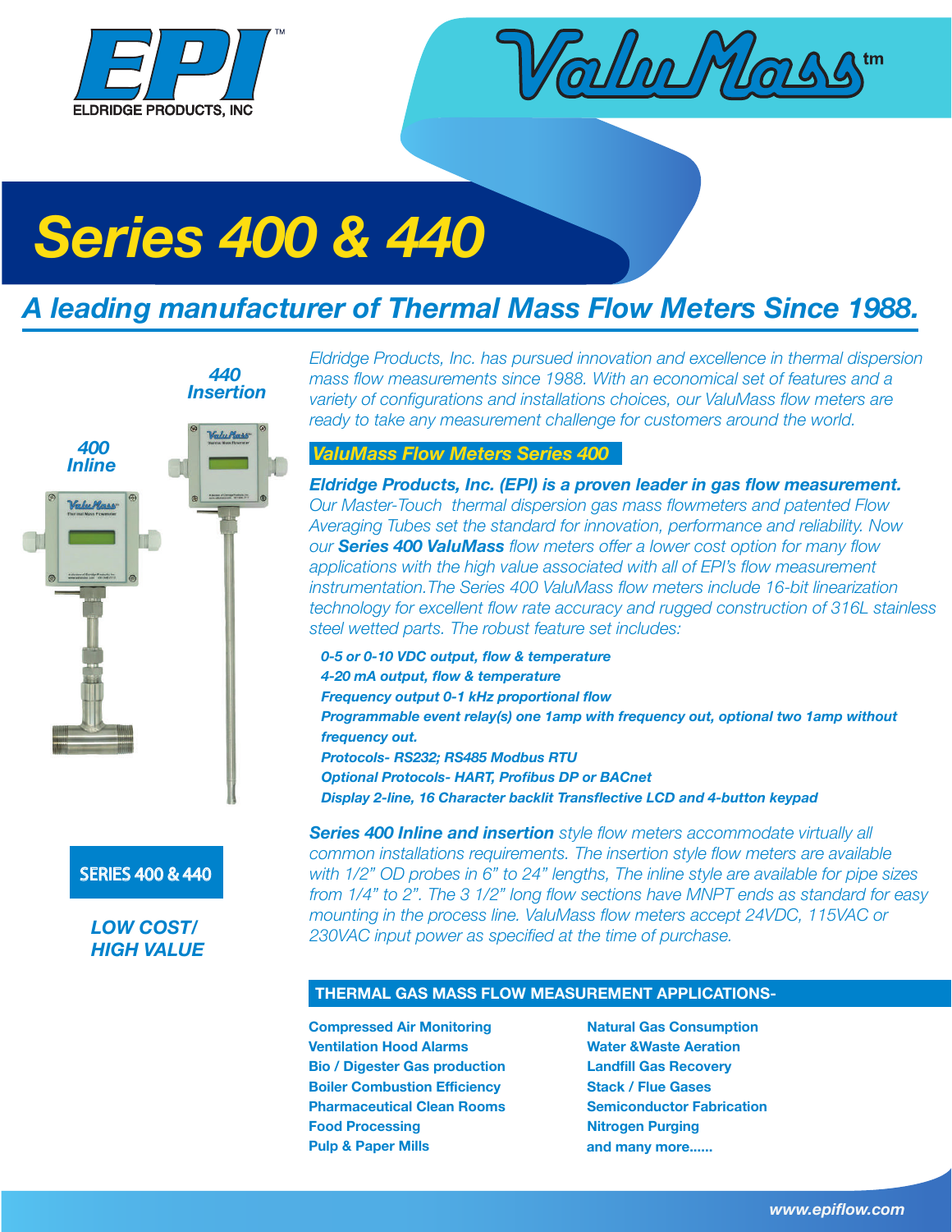EPI™
ELDRIDGE PRODUCTS, INC

ValuMass™

# Series 400 & 440

## A leading manufacturer of Thermal Mass Flow Meters Since 1988.

*Eldridge Products, Inc. has pursued innovation and excellence in thermal dispersion mass flow measurements since 1988. With an economical set of features and a variety of configurations and installations choices, our ValuMass flow meters are ready to take any measurement challenge for customers around the world.*

**440 Insertion**

**400 Inline**

### ValuMass Flow Meters Series 400

***Eldridge Products, Inc. (EPI) is a proven leader in gas flow measurement.*** *Our Master-Touch thermal dispersion gas mass flowmeters and patented Flow Averaging Tubes set the standard for innovation, performance and reliability. Now our* ***Series 400 ValuMass*** *flow meters offer a lower cost option for many flow applications with the high value associated with all of EPI's flow measurement instrumentation.The Series 400 ValuMass flow meters include 16-bit linearization technology for excellent flow rate accuracy and rugged construction of 316L stainless steel wetted parts. The robust feature set includes:*

- ***0-5 or 0-10 VDC output, flow & temperature***
- ***4-20 mA output, flow & temperature***
- ***Frequency output 0-1 kHz proportional flow***
- ***Programmable event relay(s) one 1amp with frequency out, optional two 1amp without frequency out.***
- ***Protocols- RS232; RS485 Modbus RTU***
- ***Optional Protocols- HART, Profibus DP or BACnet***
- ***Display 2-line, 16 Character backlit Transflective LCD and 4-button keypad***

***Series 400 Inline and insertion*** *style flow meters accommodate virtually all common installations requirements. The insertion style flow meters are available with 1/2" OD probes in 6" to 24" lengths, The inline style are available for pipe sizes from 1/4" to 2". The 3 1/2" long flow sections have MNPT ends as standard for easy mounting in the process line. ValuMass flow meters accept 24VDC, 115VAC or 230VAC input power as specified at the time of purchase.*

**SERIES 400 & 440**

***LOW COST/ HIGH VALUE***

### THERMAL GAS MASS FLOW MEASUREMENT APPLICATIONS-

- **Compressed Air Monitoring**
- **Ventilation Hood Alarms**
- **Bio / Digester Gas production**
- **Boiler Combustion Efficiency**
- **Pharmaceutical Clean Rooms**
- **Food Processing**
- **Pulp & Paper Mills**
- **Natural Gas Consumption**
- **Water &Waste Aeration**
- **Landfill Gas Recovery**
- **Stack / Flue Gases**
- **Semiconductor Fabrication**
- **Nitrogen Purging**
- **and many more......**

*www.epiflow.com*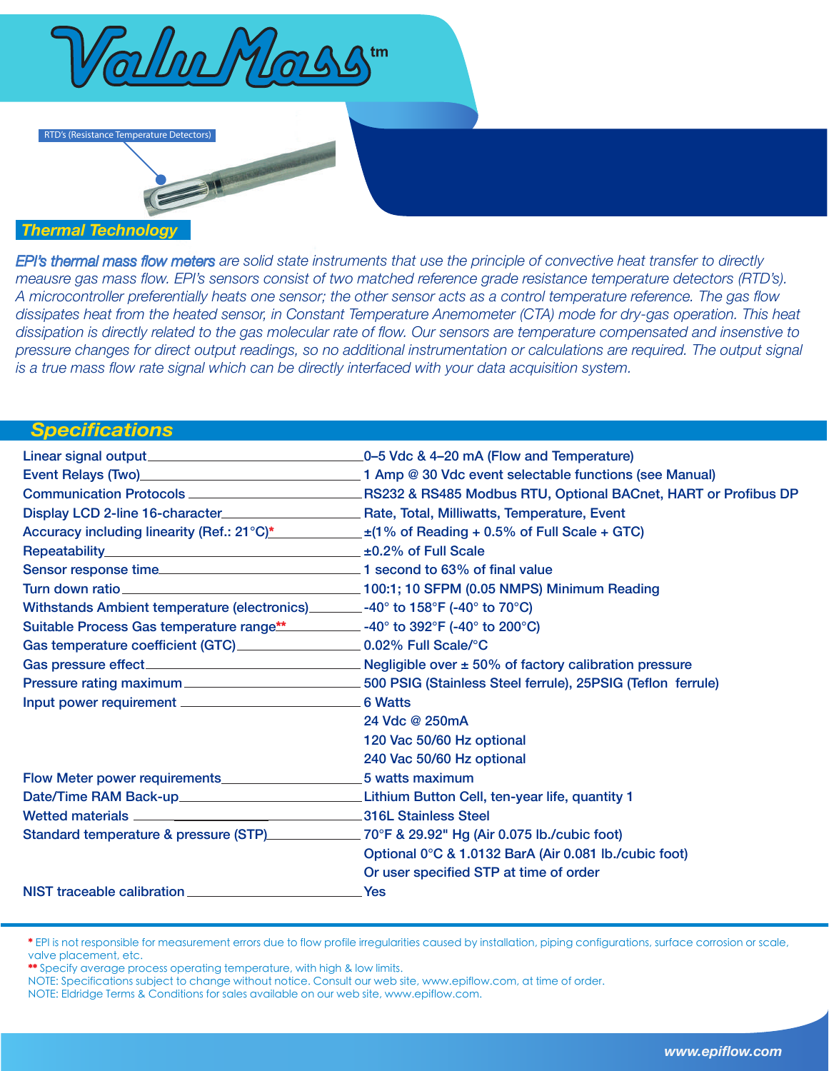# ValuMass™

RTD's (Resistance Temperature Detectors)

## Thermal Technology

*EPI's thermal mass flow meters are solid state instruments that use the principle of convective heat transfer to directly meausre gas mass flow. EPI's sensors consist of two matched reference grade resistance temperature detectors (RTD's). A microcontroller preferentially heats one sensor; the other sensor acts as a control temperature reference. The gas flow dissipates heat from the heated sensor, in Constant Temperature Anemometer (CTA) mode for dry-gas operation. This heat dissipation is directly related to the gas molecular rate of flow. Our sensors are temperature compensated and insenstive to pressure changes for direct output readings, so no additional instrumentation or calculations are required. The output signal is a true mass flow rate signal which can be directly interfaced with your data acquisition system.*

## Specifications

| Specification | Value |
|---|---|
| Linear signal output | 0–5 Vdc & 4–20 mA (Flow and Temperature) |
| Event Relays (Two) | 1 Amp @ 30 Vdc event selectable functions (see Manual) |
| Communication Protocols | RS232 & RS485 Modbus RTU, Optional BACnet, HART or Profibus DP |
| Display LCD 2-line 16-character | Rate, Total, Milliwatts, Temperature, Event |
| Accuracy including linearity (Ref.: 21°C)* | ±(1% of Reading + 0.5% of Full Scale + GTC) |
| Repeatability | ±0.2% of Full Scale |
| Sensor response time | 1 second to 63% of final value |
| Turn down ratio | 100:1; 10 SFPM (0.05 NMPS) Minimum Reading |
| Withstands Ambient temperature (electronics) | -40° to 158°F (-40° to 70°C) |
| Suitable Process Gas temperature range** | -40° to 392°F (-40° to 200°C) |
| Gas temperature coefficient (GTC) | 0.02% Full Scale/°C |
| Gas pressure effect | Negligible over ± 50% of factory calibration pressure |
| Pressure rating maximum | 500 PSIG (Stainless Steel ferrule), 25PSIG (Teflon ferrule) |
| Input power requirement | 6 Watts<br>24 Vdc @ 250mA<br>120 Vac 50/60 Hz optional<br>240 Vac 50/60 Hz optional |
| Flow Meter power requirements | 5 watts maximum |
| Date/Time RAM Back-up | Lithium Button Cell, ten-year life, quantity 1 |
| Wetted materials | 316L Stainless Steel |
| Standard temperature & pressure (STP) | 70°F & 29.92" Hg (Air 0.075 lb./cubic foot)<br>Optional 0°C & 1.0132 BarA (Air 0.081 lb./cubic foot)<br>Or user specified STP at time of order |
| NIST traceable calibration | Yes |

\* EPI is not responsible for measurement errors due to flow profile irregularities caused by installation, piping configurations, surface corrosion or scale, valve placement, etc.

** Specify average process operating temperature, with high & low limits.

NOTE: Specifications subject to change without notice. Consult our web site, www.epiflow.com, at time of order.

NOTE: Eldridge Terms & Conditions for sales available on our web site, www.epiflow.com.

www.epiflow.com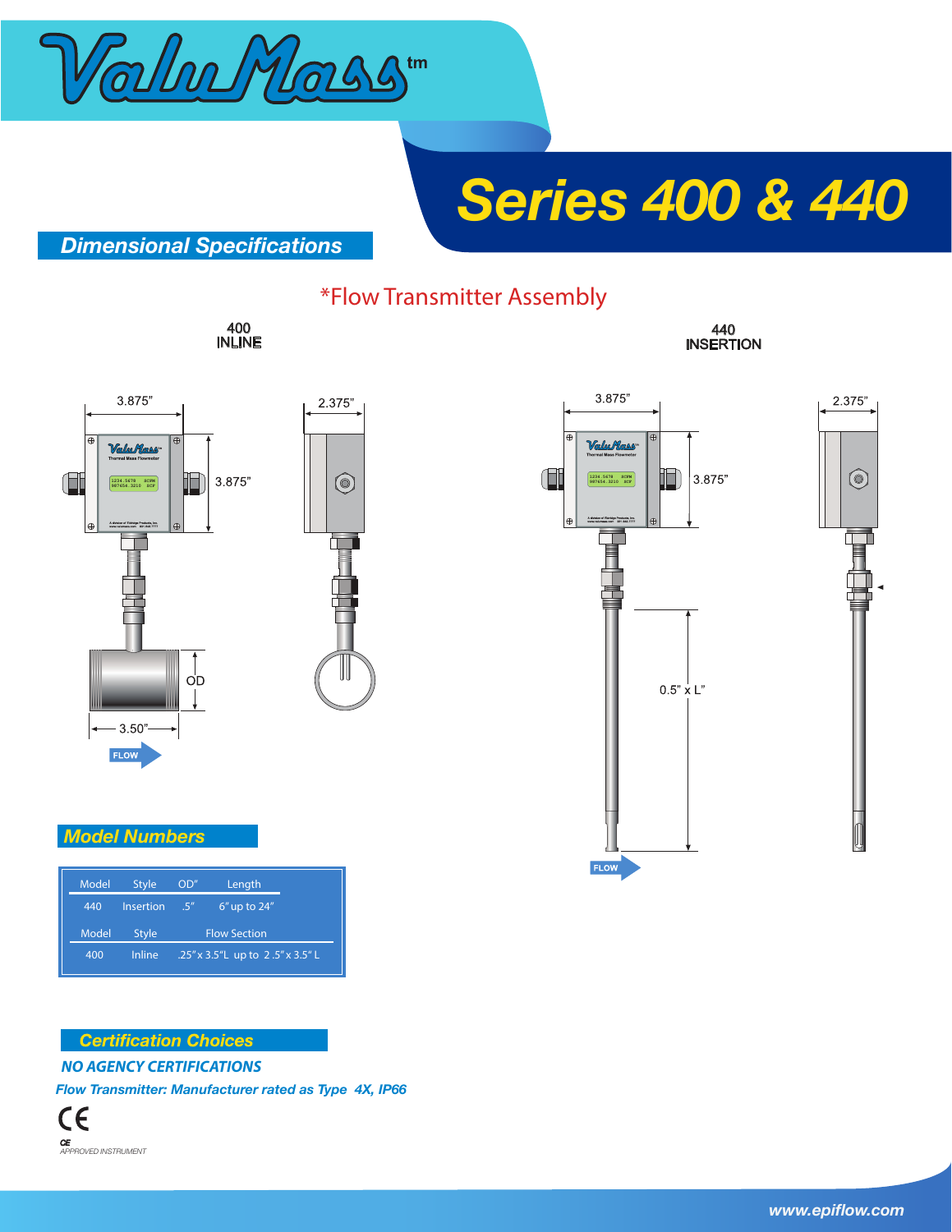# ValuMass™

## Series 400 & 440

### Dimensional Specifications

*Flow Transmitter Assembly

400 INLINE

3.875”

2.375”

3.875”

OD

3.50”

FLOW

440 INSERTION

3.875”

2.375”

3.875”

0.5” x L”

FLOW

### Model Numbers

| Model | Style | OD” | Length |
| --- | --- | --- | --- |
| 440 | Insertion | .5” | 6” up to 24” |

| Model | Style | Flow Section |
| --- | --- | --- |
| 400 | Inline | .25” x 3.5”L up to 2.5” x 3.5” L |

### Certification Choices

***NO AGENCY CERTIFICATIONS***

***Flow Transmitter: Manufacturer rated as Type 4X, IP66***

CE

CE APPROVED INSTRUMENT

www.epiflow.com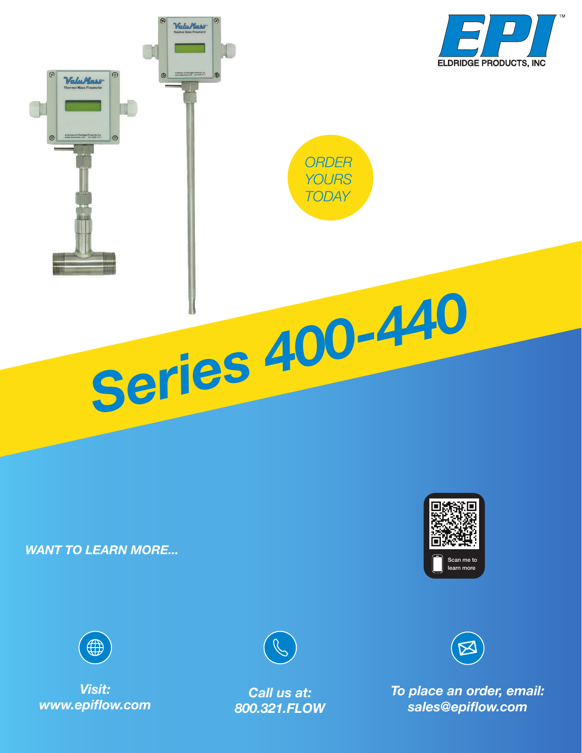EPI™
ELDRIDGE PRODUCTS, INC

ORDER YOURS TODAY

# Series 400-440

*WANT TO LEARN MORE...*

Scan me to learn more

***Visit:***
***www.epiflow.com***

***Call us at:***
***800.321.FLOW***

***To place an order, email:***
***sales@epiflow.com***